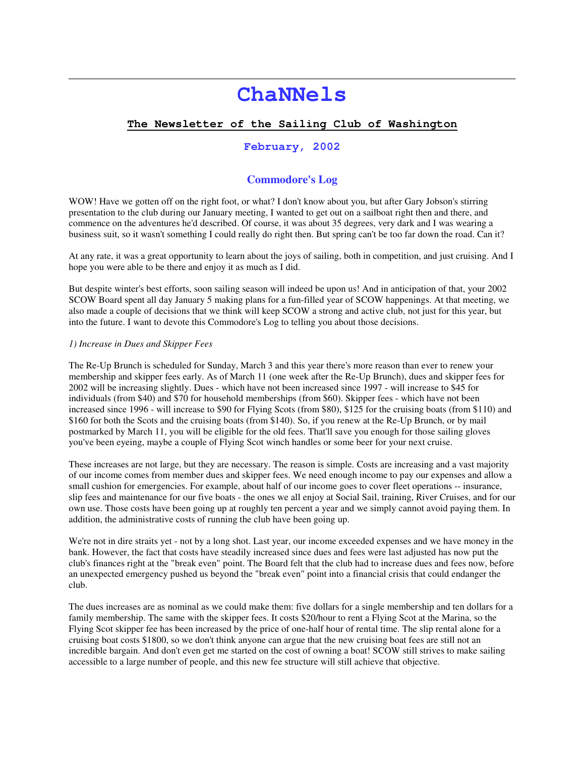# ChaNNels

## The Newsletter of the Sailing Club of Washington

### February, 2002

## Commodore's Log

WOW! Have we gotten off on the right foot, or what? I don't know about you, but after Gary Jobson's stirring presentation to the club during our January meeting, I wanted to get out on a sailboat right then and there, and commence on the adventures he'd described. Of course, it was about 35 degrees, very dark and I was wearing a business suit, so it wasn't something I could really do right then. But spring can't be too far down the road. Can it?

At any rate, it was a great opportunity to learn about the joys of sailing, both in competition, and just cruising. And I hope you were able to be there and enjoy it as much as I did.

But despite winter's best efforts, soon sailing season will indeed be upon us! And in anticipation of that, your 2002 SCOW Board spent all day January 5 making plans for a fun-filled year of SCOW happenings. At that meeting, we also made a couple of decisions that we think will keep SCOW a strong and active club, not just for this year, but into the future. I want to devote this Commodore's Log to telling you about those decisions.

*1) Increase in Dues and Skipper Fees*

The Re-Up Brunch is scheduled for Sunday, March 3 and this year there's more reason than ever to renew your membership and skipper fees early. As of March 11 (one week after the Re-Up Brunch), dues and skipper fees for 2002 will be increasing slightly. Dues - which have not been increased since 1997 - will increase to $45 for individuals (from $40) and $70 for household memberships (from $60). Skipper fees - which have not been increased since 1996 - will increase to $90 for Flying Scots (from $80), $125 for the cruising boats (from $110) and $160 for both the Scots and the cruising boats (from $140). So, if you renew at the Re-Up Brunch, or by mail postmarked by March 11, you will be eligible for the old fees. That'll save you enough for those sailing gloves you've been eyeing, maybe a couple of Flying Scot winch handles or some beer for your next cruise.

These increases are not large, but they are necessary. The reason is simple. Costs are increasing and a vast majority of our income comes from member dues and skipper fees. We need enough income to pay our expenses and allow a small cushion for emergencies. For example, about half of our income goes to cover fleet operations -- insurance, slip fees and maintenance for our five boats - the ones we all enjoy at Social Sail, training, River Cruises, and for our own use. Those costs have been going up at roughly ten percent a year and we simply cannot avoid paying them. In addition, the administrative costs of running the club have been going up.

We're not in dire straits yet - not by a long shot. Last year, our income exceeded expenses and we have money in the bank. However, the fact that costs have steadily increased since dues and fees were last adjusted has now put the club's finances right at the "break even" point. The Board felt that the club had to increase dues and fees now, before an unexpected emergency pushed us beyond the "break even" point into a financial crisis that could endanger the club.

The dues increases are as nominal as we could make them: five dollars for a single membership and ten dollars for a family membership. The same with the skipper fees. It costs $20/hour to rent a Flying Scot at the Marina, so the Flying Scot skipper fee has been increased by the price of one-half hour of rental time. The slip rental alone for a cruising boat costs $1800, so we don't think anyone can argue that the new cruising boat fees are still not an incredible bargain. And don't even get me started on the cost of owning a boat! SCOW still strives to make sailing accessible to a large number of people, and this new fee structure will still achieve that objective.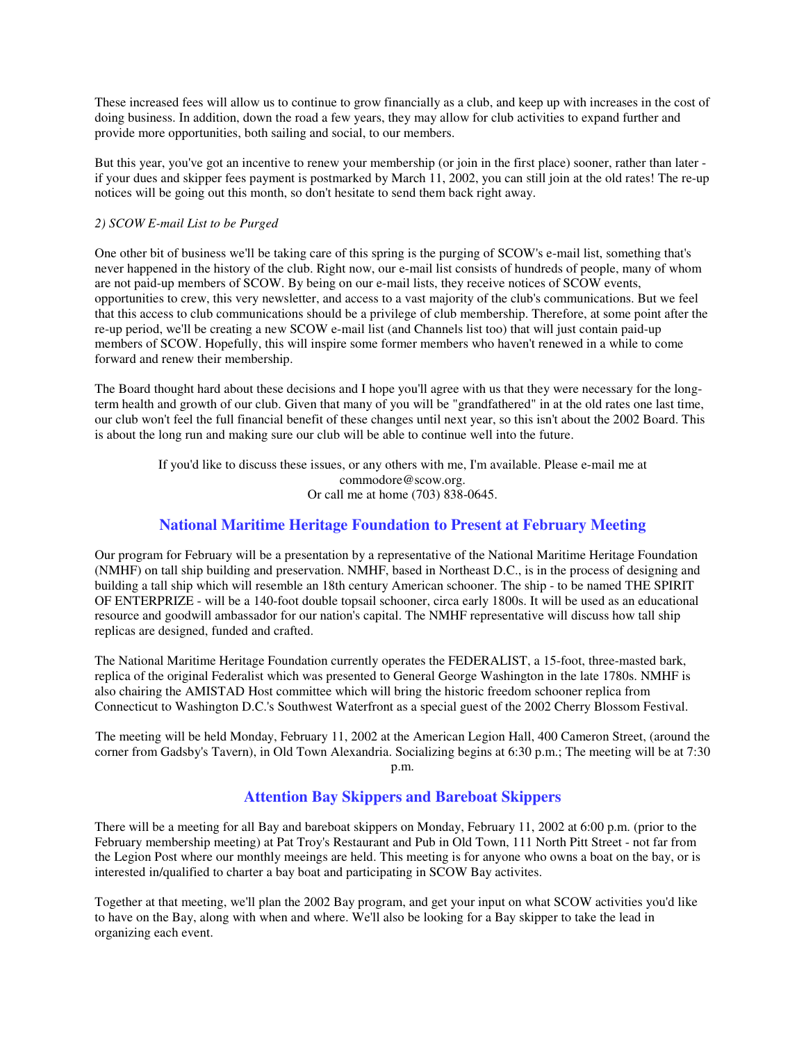These increased fees will allow us to continue to grow financially as a club, and keep up with increases in the cost of doing business. In addition, down the road a few years, they may allow for club activities to expand further and provide more opportunities, both sailing and social, to our members.

But this year, you've got an incentive to renew your membership (or join in the first place) sooner, rather than later - if your dues and skipper fees payment is postmarked by March 11, 2002, you can still join at the old rates! The re-up notices will be going out this month, so don't hesitate to send them back right away.

*2) SCOW E-mail List to be Purged*

One other bit of business we'll be taking care of this spring is the purging of SCOW's e-mail list, something that's never happened in the history of the club. Right now, our e-mail list consists of hundreds of people, many of whom are not paid-up members of SCOW. By being on our e-mail lists, they receive notices of SCOW events, opportunities to crew, this very newsletter, and access to a vast majority of the club's communications. But we feel that this access to club communications should be a privilege of club membership. Therefore, at some point after the re-up period, we'll be creating a new SCOW e-mail list (and Channels list too) that will just contain paid-up members of SCOW. Hopefully, this will inspire some former members who haven't renewed in a while to come forward and renew their membership.

The Board thought hard about these decisions and I hope you'll agree with us that they were necessary for the long-term health and growth of our club. Given that many of you will be "grandfathered" in at the old rates one last time, our club won't feel the full financial benefit of these changes until next year, so this isn't about the 2002 Board. This is about the long run and making sure our club will be able to continue well into the future.

If you'd like to discuss these issues, or any others with me, I'm available. Please e-mail me at commodore@scow.org.
Or call me at home (703) 838-0645.

## National Maritime Heritage Foundation to Present at February Meeting

Our program for February will be a presentation by a representative of the National Maritime Heritage Foundation (NMHF) on tall ship building and preservation. NMHF, based in Northeast D.C., is in the process of designing and building a tall ship which will resemble an 18th century American schooner. The ship - to be named THE SPIRIT OF ENTERPRIZE - will be a 140-foot double topsail schooner, circa early 1800s. It will be used as an educational resource and goodwill ambassador for our nation's capital. The NMHF representative will discuss how tall ship replicas are designed, funded and crafted.

The National Maritime Heritage Foundation currently operates the FEDERALIST, a 15-foot, three-masted bark, replica of the original Federalist which was presented to General George Washington in the late 1780s. NMHF is also chairing the AMISTAD Host committee which will bring the historic freedom schooner replica from Connecticut to Washington D.C.'s Southwest Waterfront as a special guest of the 2002 Cherry Blossom Festival.

The meeting will be held Monday, February 11, 2002 at the American Legion Hall, 400 Cameron Street, (around the corner from Gadsby's Tavern), in Old Town Alexandria. Socializing begins at 6:30 p.m.; The meeting will be at 7:30 p.m.

## Attention Bay Skippers and Bareboat Skippers

There will be a meeting for all Bay and bareboat skippers on Monday, February 11, 2002 at 6:00 p.m. (prior to the February membership meeting) at Pat Troy's Restaurant and Pub in Old Town, 111 North Pitt Street - not far from the Legion Post where our monthly meeings are held. This meeting is for anyone who owns a boat on the bay, or is interested in/qualified to charter a bay boat and participating in SCOW Bay activites.

Together at that meeting, we'll plan the 2002 Bay program, and get your input on what SCOW activities you'd like to have on the Bay, along with when and where. We'll also be looking for a Bay skipper to take the lead in organizing each event.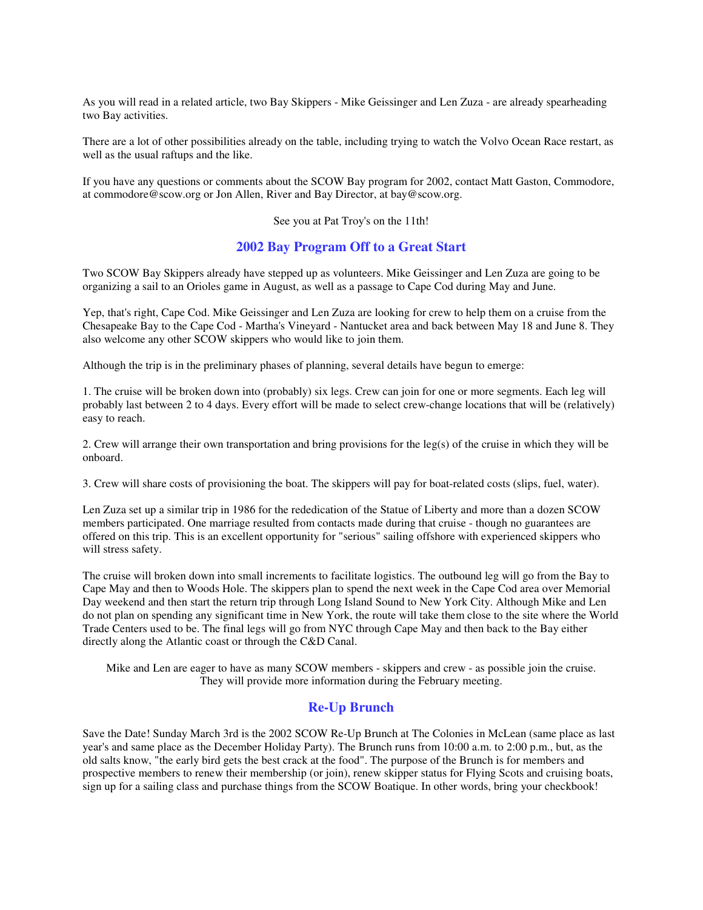As you will read in a related article, two Bay Skippers - Mike Geissinger and Len Zuza - are already spearheading two Bay activities.

There are a lot of other possibilities already on the table, including trying to watch the Volvo Ocean Race restart, as well as the usual raftups and the like.

If you have any questions or comments about the SCOW Bay program for 2002, contact Matt Gaston, Commodore, at commodore@scow.org or Jon Allen, River and Bay Director, at bay@scow.org.

See you at Pat Troy's on the 11th!

## 2002 Bay Program Off to a Great Start

Two SCOW Bay Skippers already have stepped up as volunteers. Mike Geissinger and Len Zuza are going to be organizing a sail to an Orioles game in August, as well as a passage to Cape Cod during May and June.

Yep, that's right, Cape Cod. Mike Geissinger and Len Zuza are looking for crew to help them on a cruise from the Chesapeake Bay to the Cape Cod - Martha's Vineyard - Nantucket area and back between May 18 and June 8. They also welcome any other SCOW skippers who would like to join them.

Although the trip is in the preliminary phases of planning, several details have begun to emerge:

1. The cruise will be broken down into (probably) six legs. Crew can join for one or more segments. Each leg will probably last between 2 to 4 days. Every effort will be made to select crew-change locations that will be (relatively) easy to reach.

2. Crew will arrange their own transportation and bring provisions for the leg(s) of the cruise in which they will be onboard.

3. Crew will share costs of provisioning the boat. The skippers will pay for boat-related costs (slips, fuel, water).

Len Zuza set up a similar trip in 1986 for the rededication of the Statue of Liberty and more than a dozen SCOW members participated. One marriage resulted from contacts made during that cruise - though no guarantees are offered on this trip. This is an excellent opportunity for "serious" sailing offshore with experienced skippers who will stress safety.

The cruise will broken down into small increments to facilitate logistics. The outbound leg will go from the Bay to Cape May and then to Woods Hole. The skippers plan to spend the next week in the Cape Cod area over Memorial Day weekend and then start the return trip through Long Island Sound to New York City. Although Mike and Len do not plan on spending any significant time in New York, the route will take them close to the site where the World Trade Centers used to be. The final legs will go from NYC through Cape May and then back to the Bay either directly along the Atlantic coast or through the C&D Canal.

Mike and Len are eager to have as many SCOW members - skippers and crew - as possible join the cruise. They will provide more information during the February meeting.

## Re-Up Brunch

Save the Date! Sunday March 3rd is the 2002 SCOW Re-Up Brunch at The Colonies in McLean (same place as last year's and same place as the December Holiday Party). The Brunch runs from 10:00 a.m. to 2:00 p.m., but, as the old salts know, "the early bird gets the best crack at the food". The purpose of the Brunch is for members and prospective members to renew their membership (or join), renew skipper status for Flying Scots and cruising boats, sign up for a sailing class and purchase things from the SCOW Boatique. In other words, bring your checkbook!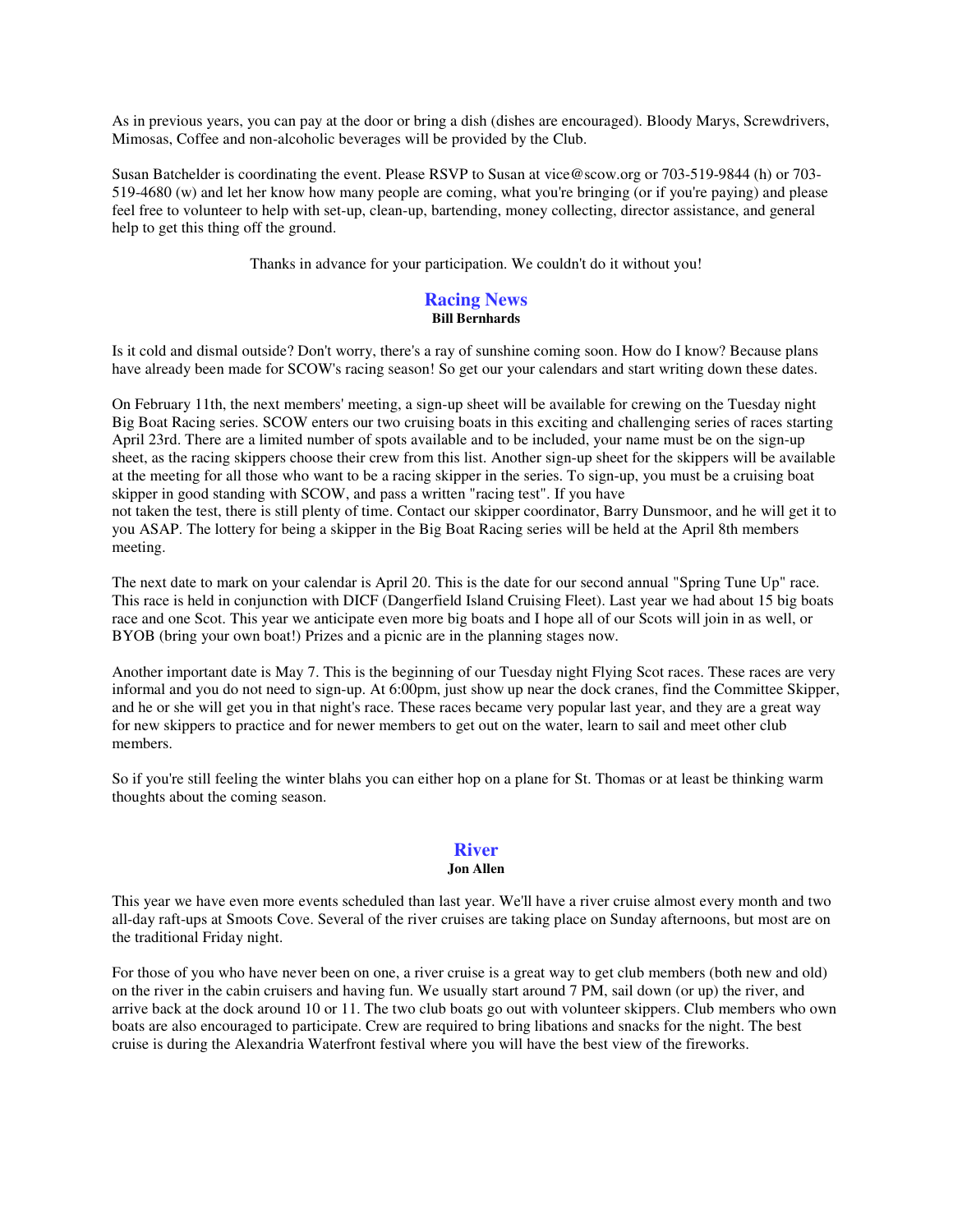As in previous years, you can pay at the door or bring a dish (dishes are encouraged). Bloody Marys, Screwdrivers, Mimosas, Coffee and non-alcoholic beverages will be provided by the Club.

Susan Batchelder is coordinating the event. Please RSVP to Susan at vice@scow.org or 703-519-9844 (h) or 703-519-4680 (w) and let her know how many people are coming, what you're bringing (or if you're paying) and please feel free to volunteer to help with set-up, clean-up, bartending, money collecting, director assistance, and general help to get this thing off the ground.

Thanks in advance for your participation. We couldn't do it without you!

## Racing News

**Bill Bernhards**

Is it cold and dismal outside? Don't worry, there's a ray of sunshine coming soon. How do I know? Because plans have already been made for SCOW's racing season! So get our your calendars and start writing down these dates.

On February 11th, the next members' meeting, a sign-up sheet will be available for crewing on the Tuesday night Big Boat Racing series. SCOW enters our two cruising boats in this exciting and challenging series of races starting April 23rd. There are a limited number of spots available and to be included, your name must be on the sign-up sheet, as the racing skippers choose their crew from this list. Another sign-up sheet for the skippers will be available at the meeting for all those who want to be a racing skipper in the series. To sign-up, you must be a cruising boat skipper in good standing with SCOW, and pass a written "racing test". If you have not taken the test, there is still plenty of time. Contact our skipper coordinator, Barry Dunsmoor, and he will get it to you ASAP. The lottery for being a skipper in the Big Boat Racing series will be held at the April 8th members meeting.

The next date to mark on your calendar is April 20. This is the date for our second annual "Spring Tune Up" race. This race is held in conjunction with DICF (Dangerfield Island Cruising Fleet). Last year we had about 15 big boats race and one Scot. This year we anticipate even more big boats and I hope all of our Scots will join in as well, or BYOB (bring your own boat!) Prizes and a picnic are in the planning stages now.

Another important date is May 7. This is the beginning of our Tuesday night Flying Scot races. These races are very informal and you do not need to sign-up. At 6:00pm, just show up near the dock cranes, find the Committee Skipper, and he or she will get you in that night's race. These races became very popular last year, and they are a great way for new skippers to practice and for newer members to get out on the water, learn to sail and meet other club members.

So if you're still feeling the winter blahs you can either hop on a plane for St. Thomas or at least be thinking warm thoughts about the coming season.

## River

**Jon Allen**

This year we have even more events scheduled than last year. We'll have a river cruise almost every month and two all-day raft-ups at Smoots Cove. Several of the river cruises are taking place on Sunday afternoons, but most are on the traditional Friday night.

For those of you who have never been on one, a river cruise is a great way to get club members (both new and old) on the river in the cabin cruisers and having fun. We usually start around 7 PM, sail down (or up) the river, and arrive back at the dock around 10 or 11. The two club boats go out with volunteer skippers. Club members who own boats are also encouraged to participate. Crew are required to bring libations and snacks for the night. The best cruise is during the Alexandria Waterfront festival where you will have the best view of the fireworks.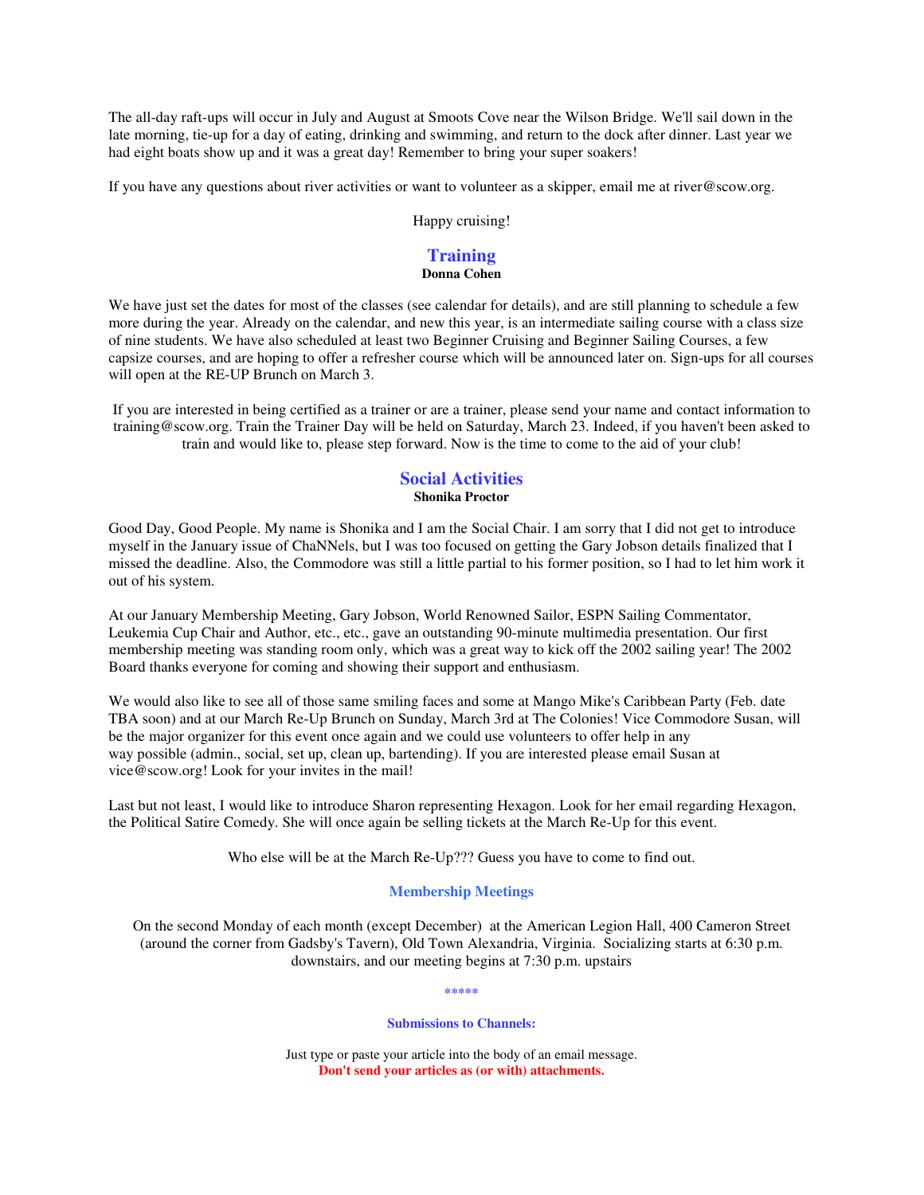The all-day raft-ups will occur in July and August at Smoots Cove near the Wilson Bridge. We'll sail down in the late morning, tie-up for a day of eating, drinking and swimming, and return to the dock after dinner. Last year we had eight boats show up and it was a great day! Remember to bring your super soakers!

If you have any questions about river activities or want to volunteer as a skipper, email me at river@scow.org.

Happy cruising!

## Training

**Donna Cohen**

We have just set the dates for most of the classes (see calendar for details), and are still planning to schedule a few more during the year. Already on the calendar, and new this year, is an intermediate sailing course with a class size of nine students. We have also scheduled at least two Beginner Cruising and Beginner Sailing Courses, a few capsize courses, and are hoping to offer a refresher course which will be announced later on. Sign-ups for all courses will open at the RE-UP Brunch on March 3.

If you are interested in being certified as a trainer or are a trainer, please send your name and contact information to training@scow.org. Train the Trainer Day will be held on Saturday, March 23. Indeed, if you haven't been asked to train and would like to, please step forward. Now is the time to come to the aid of your club!

## Social Activities

**Shonika Proctor**

Good Day, Good People. My name is Shonika and I am the Social Chair. I am sorry that I did not get to introduce myself in the January issue of ChaNNels, but I was too focused on getting the Gary Jobson details finalized that I missed the deadline. Also, the Commodore was still a little partial to his former position, so I had to let him work it out of his system.

At our January Membership Meeting, Gary Jobson, World Renowned Sailor, ESPN Sailing Commentator, Leukemia Cup Chair and Author, etc., etc., gave an outstanding 90-minute multimedia presentation. Our first membership meeting was standing room only, which was a great way to kick off the 2002 sailing year! The 2002 Board thanks everyone for coming and showing their support and enthusiasm.

We would also like to see all of those same smiling faces and some at Mango Mike's Caribbean Party (Feb. date TBA soon) and at our March Re-Up Brunch on Sunday, March 3rd at The Colonies! Vice Commodore Susan, will be the major organizer for this event once again and we could use volunteers to offer help in any way possible (admin., social, set up, clean up, bartending). If you are interested please email Susan at vice@scow.org! Look for your invites in the mail!

Last but not least, I would like to introduce Sharon representing Hexagon. Look for her email regarding Hexagon, the Political Satire Comedy. She will once again be selling tickets at the March Re-Up for this event.

Who else will be at the March Re-Up??? Guess you have to come to find out.

### Membership Meetings

On the second Monday of each month (except December) at the American Legion Hall, 400 Cameron Street (around the corner from Gadsby's Tavern), Old Town Alexandria, Virginia. Socializing starts at 6:30 p.m. downstairs, and our meeting begins at 7:30 p.m. upstairs

*****

**Submissions to Channels:**

Just type or paste your article into the body of an email message.

**Don't send your articles as (or with) attachments.**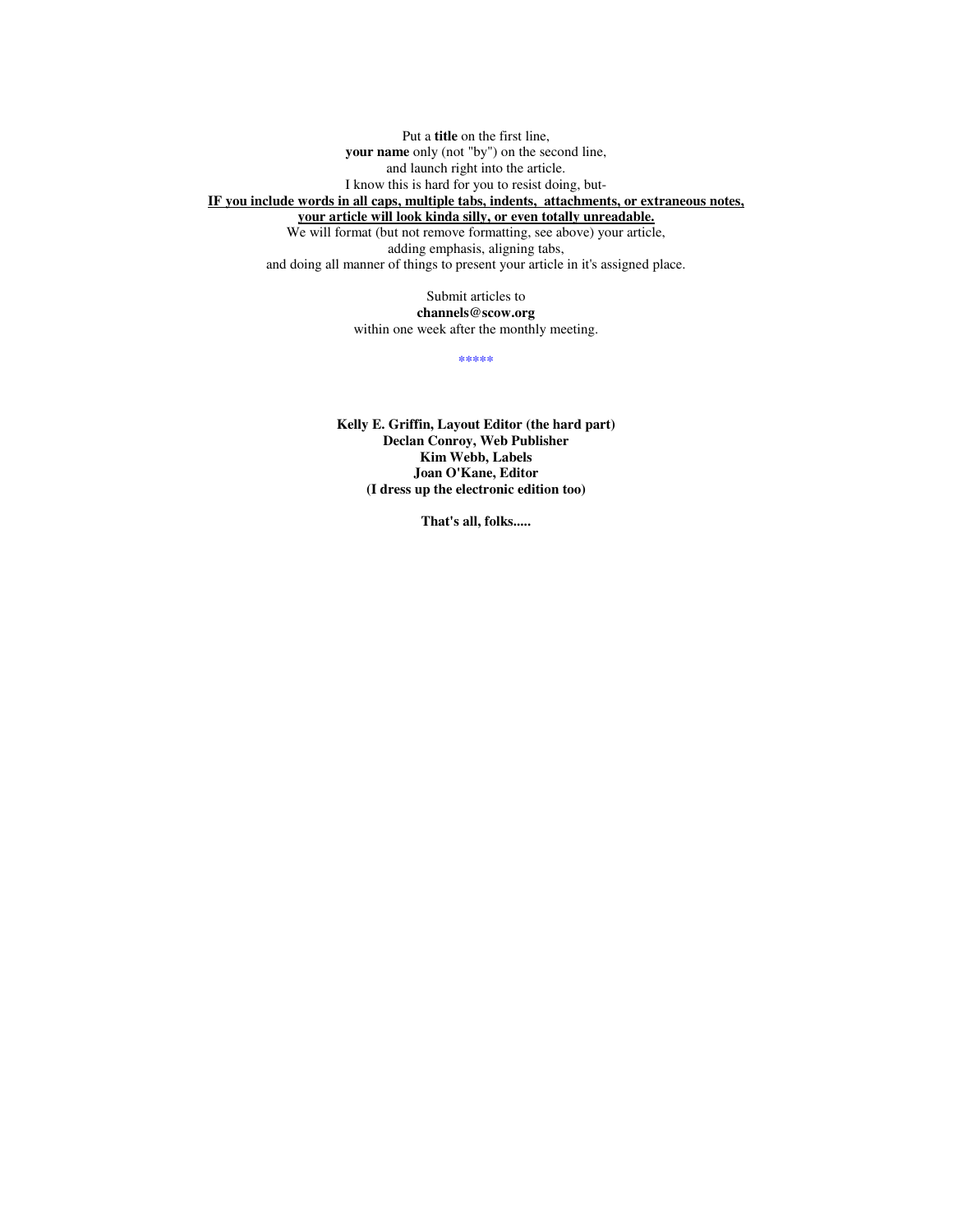Put a **title** on the first line,
**your name** only (not "by") on the second line,
and launch right into the article.
I know this is hard for you to resist doing, but-
**IF you include words in all caps, multiple tabs, indents, attachments, or extraneous notes, your article will look kinda silly, or even totally unreadable.**
We will format (but not remove formatting, see above) your article,
adding emphasis, aligning tabs,
and doing all manner of things to present your article in it's assigned place.

Submit articles to
**channels@scow.org**
within one week after the monthly meeting.

*****

**Kelly E. Griffin, Layout Editor (the hard part)**
**Declan Conroy, Web Publisher**
**Kim Webb, Labels**
**Joan O'Kane, Editor**
**(I dress up the electronic edition too)**

**That's all, folks.....**